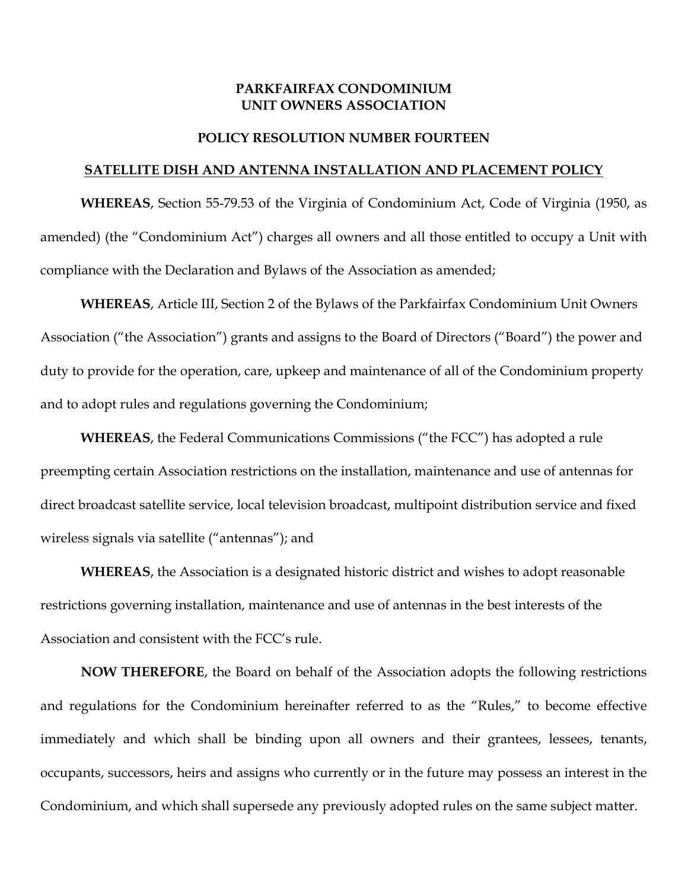**PARKFAIRFAX CONDOMINIUM**
**UNIT OWNERS ASSOCIATION**

**POLICY RESOLUTION NUMBER FOURTEEN**

**SATELLITE DISH AND ANTENNA INSTALLATION AND PLACEMENT POLICY**

**WHEREAS**, Section 55-79.53 of the Virginia of Condominium Act, Code of Virginia (1950, as amended) (the "Condominium Act") charges all owners and all those entitled to occupy a Unit with compliance with the Declaration and Bylaws of the Association as amended;

**WHEREAS**, Article III, Section 2 of the Bylaws of the Parkfairfax Condominium Unit Owners Association ("the Association") grants and assigns to the Board of Directors ("Board") the power and duty to provide for the operation, care, upkeep and maintenance of all of the Condominium property and to adopt rules and regulations governing the Condominium;

**WHEREAS**, the Federal Communications Commissions ("the FCC") has adopted a rule preempting certain Association restrictions on the installation, maintenance and use of antennas for direct broadcast satellite service, local television broadcast, multipoint distribution service and fixed wireless signals via satellite ("antennas"); and

**WHEREAS**, the Association is a designated historic district and wishes to adopt reasonable restrictions governing installation, maintenance and use of antennas in the best interests of the Association and consistent with the FCC's rule.

**NOW THEREFORE**, the Board on behalf of the Association adopts the following restrictions and regulations for the Condominium hereinafter referred to as the "Rules," to become effective immediately and which shall be binding upon all owners and their grantees, lessees, tenants, occupants, successors, heirs and assigns who currently or in the future may possess an interest in the Condominium, and which shall supersede any previously adopted rules on the same subject matter.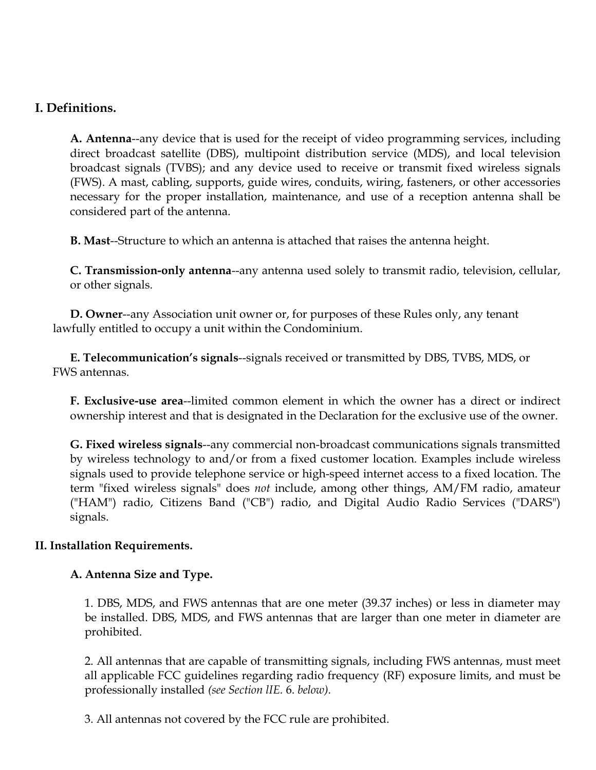## I. Definitions.

**A. Antenna**--any device that is used for the receipt of video programming services, including direct broadcast satellite (DBS), multipoint distribution service (MDS), and local television broadcast signals (TVBS); and any device used to receive or transmit fixed wireless signals (FWS). A mast, cabling, supports, guide wires, conduits, wiring, fasteners, or other accessories necessary for the proper installation, maintenance, and use of a reception antenna shall be considered part of the antenna.

**B. Mast**--Structure to which an antenna is attached that raises the antenna height.

**C. Transmission-only antenna**--any antenna used solely to transmit radio, television, cellular, or other signals.

**D. Owner**--any Association unit owner or, for purposes of these Rules only, any tenant lawfully entitled to occupy a unit within the Condominium.

**E. Telecommunication's signals**--signals received or transmitted by DBS, TVBS, MDS, or FWS antennas.

**F. Exclusive-use area**--limited common element in which the owner has a direct or indirect ownership interest and that is designated in the Declaration for the exclusive use of the owner.

**G. Fixed wireless signals**--any commercial non-broadcast communications signals transmitted by wireless technology to and/or from a fixed customer location. Examples include wireless signals used to provide telephone service or high-speed internet access to a fixed location. The term "fixed wireless signals" does *not* include, among other things, AM/FM radio, amateur ("HAM") radio, Citizens Band ("CB") radio, and Digital Audio Radio Services ("DARS") signals.

## II. Installation Requirements.

### A. Antenna Size and Type.

1. DBS, MDS, and FWS antennas that are one meter (39.37 inches) or less in diameter may be installed. DBS, MDS, and FWS antennas that are larger than one meter in diameter are prohibited.

2. All antennas that are capable of transmitting signals, including FWS antennas, must meet all applicable FCC guidelines regarding radio frequency (RF) exposure limits, and must be professionally installed *(see Section lIE. 6. below).*

3. All antennas not covered by the FCC rule are prohibited.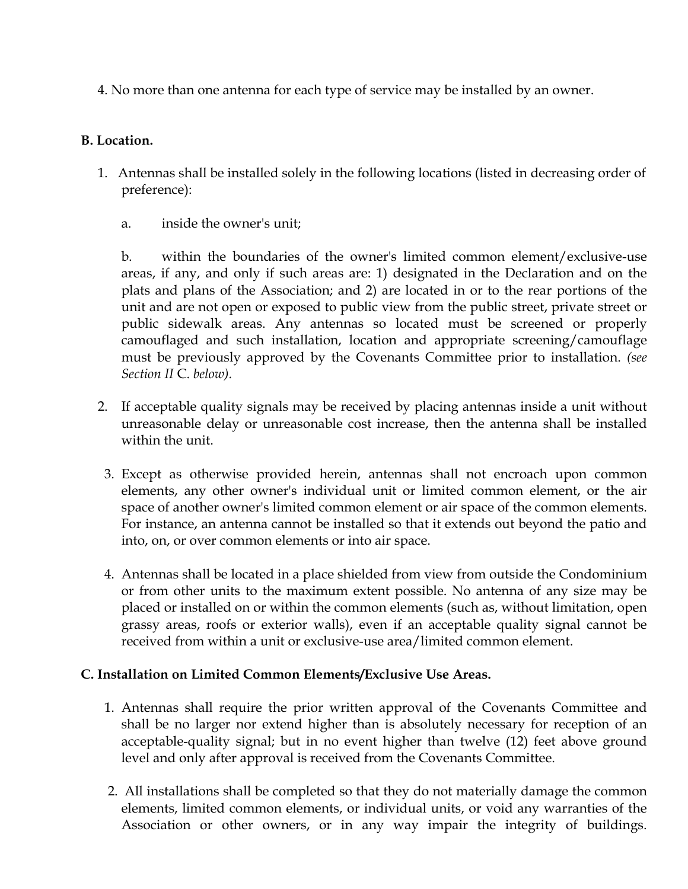4. No more than one antenna for each type of service may be installed by an owner.

**B. Location.**

1. Antennas shall be installed solely in the following locations (listed in decreasing order of preference):

   a. inside the owner's unit;

   b. within the boundaries of the owner's limited common element/exclusive-use areas, if any, and only if such areas are: 1) designated in the Declaration and on the plats and plans of the Association; and 2) are located in or to the rear portions of the unit and are not open or exposed to public view from the public street, private street or public sidewalk areas. Any antennas so located must be screened or properly camouflaged and such installation, location and appropriate screening/camouflage must be previously approved by the Covenants Committee prior to installation. *(see Section II* C. *below).*

2. If acceptable quality signals may be received by placing antennas inside a unit without unreasonable delay or unreasonable cost increase, then the antenna shall be installed within the unit.

3. Except as otherwise provided herein, antennas shall not encroach upon common elements, any other owner's individual unit or limited common element, or the air space of another owner's limited common element or air space of the common elements. For instance, an antenna cannot be installed so that it extends out beyond the patio and into, on, or over common elements or into air space.

4. Antennas shall be located in a place shielded from view from outside the Condominium or from other units to the maximum extent possible. No antenna of any size may be placed or installed on or within the common elements (such as, without limitation, open grassy areas, roofs or exterior walls), even if an acceptable quality signal cannot be received from within a unit or exclusive-use area/limited common element.

**C. Installation on Limited Common Elements/Exclusive Use Areas.**

1. Antennas shall require the prior written approval of the Covenants Committee and shall be no larger nor extend higher than is absolutely necessary for reception of an acceptable-quality signal; but in no event higher than twelve (12) feet above ground level and only after approval is received from the Covenants Committee.

2. All installations shall be completed so that they do not materially damage the common elements, limited common elements, or individual units, or void any warranties of the Association or other owners, or in any way impair the integrity of buildings.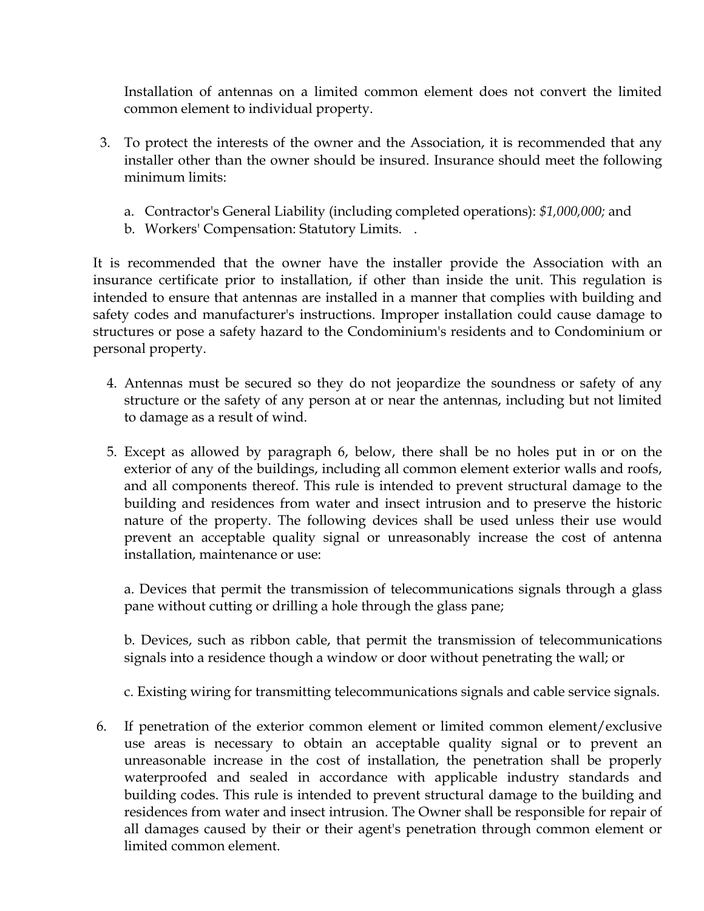Installation of antennas on a limited common element does not convert the limited common element to individual property.

3. To protect the interests of the owner and the Association, it is recommended that any installer other than the owner should be insured. Insurance should meet the following minimum limits:

   a. Contractor's General Liability (including completed operations): *$1,000,000;* and
   b. Workers' Compensation: Statutory Limits. .

It is recommended that the owner have the installer provide the Association with an insurance certificate prior to installation, if other than inside the unit. This regulation is intended to ensure that antennas are installed in a manner that complies with building and safety codes and manufacturer's instructions. Improper installation could cause damage to structures or pose a safety hazard to the Condominium's residents and to Condominium or personal property.

4. Antennas must be secured so they do not jeopardize the soundness or safety of any structure or the safety of any person at or near the antennas, including but not limited to damage as a result of wind.

5. Except as allowed by paragraph 6, below, there shall be no holes put in or on the exterior of any of the buildings, including all common element exterior walls and roofs, and all components thereof. This rule is intended to prevent structural damage to the building and residences from water and insect intrusion and to preserve the historic nature of the property. The following devices shall be used unless their use would prevent an acceptable quality signal or unreasonably increase the cost of antenna installation, maintenance or use:

   a. Devices that permit the transmission of telecommunications signals through a glass pane without cutting or drilling a hole through the glass pane;

   b. Devices, such as ribbon cable, that permit the transmission of telecommunications signals into a residence though a window or door without penetrating the wall; or

   c. Existing wiring for transmitting telecommunications signals and cable service signals.

6. If penetration of the exterior common element or limited common element/exclusive use areas is necessary to obtain an acceptable quality signal or to prevent an unreasonable increase in the cost of installation, the penetration shall be properly waterproofed and sealed in accordance with applicable industry standards and building codes. This rule is intended to prevent structural damage to the building and residences from water and insect intrusion. The Owner shall be responsible for repair of all damages caused by their or their agent's penetration through common element or limited common element.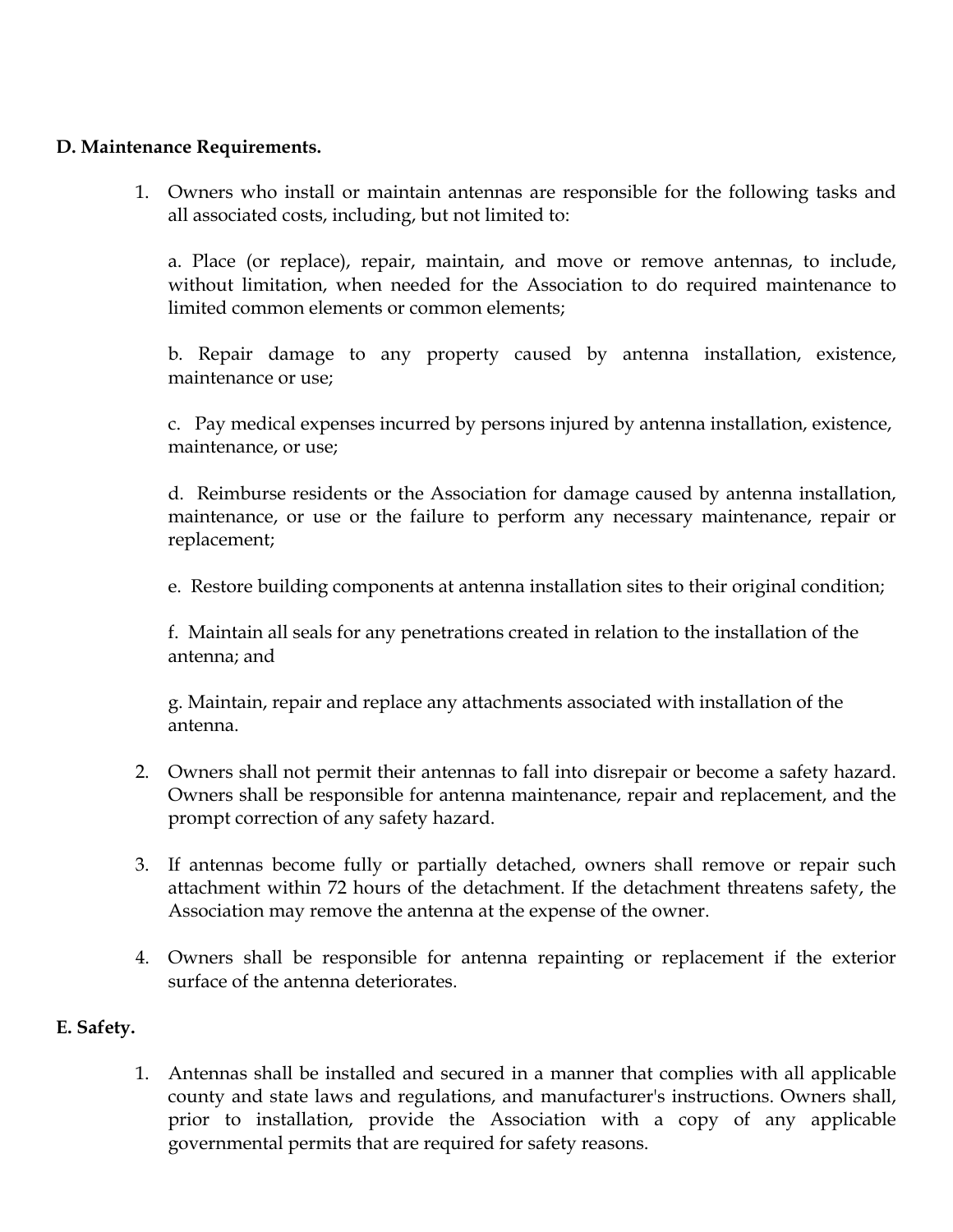**D. Maintenance Requirements.**

1. Owners who install or maintain antennas are responsible for the following tasks and all associated costs, including, but not limited to:

   a. Place (or replace), repair, maintain, and move or remove antennas, to include, without limitation, when needed for the Association to do required maintenance to limited common elements or common elements;

   b. Repair damage to any property caused by antenna installation, existence, maintenance or use;

   c. Pay medical expenses incurred by persons injured by antenna installation, existence, maintenance, or use;

   d. Reimburse residents or the Association for damage caused by antenna installation, maintenance, or use or the failure to perform any necessary maintenance, repair or replacement;

   e. Restore building components at antenna installation sites to their original condition;

   f. Maintain all seals for any penetrations created in relation to the installation of the antenna; and

   g. Maintain, repair and replace any attachments associated with installation of the antenna.

2. Owners shall not permit their antennas to fall into disrepair or become a safety hazard. Owners shall be responsible for antenna maintenance, repair and replacement, and the prompt correction of any safety hazard.

3. If antennas become fully or partially detached, owners shall remove or repair such attachment within 72 hours of the detachment. If the detachment threatens safety, the Association may remove the antenna at the expense of the owner.

4. Owners shall be responsible for antenna repainting or replacement if the exterior surface of the antenna deteriorates.

**E. Safety.**

1. Antennas shall be installed and secured in a manner that complies with all applicable county and state laws and regulations, and manufacturer's instructions. Owners shall, prior to installation, provide the Association with a copy of any applicable governmental permits that are required for safety reasons.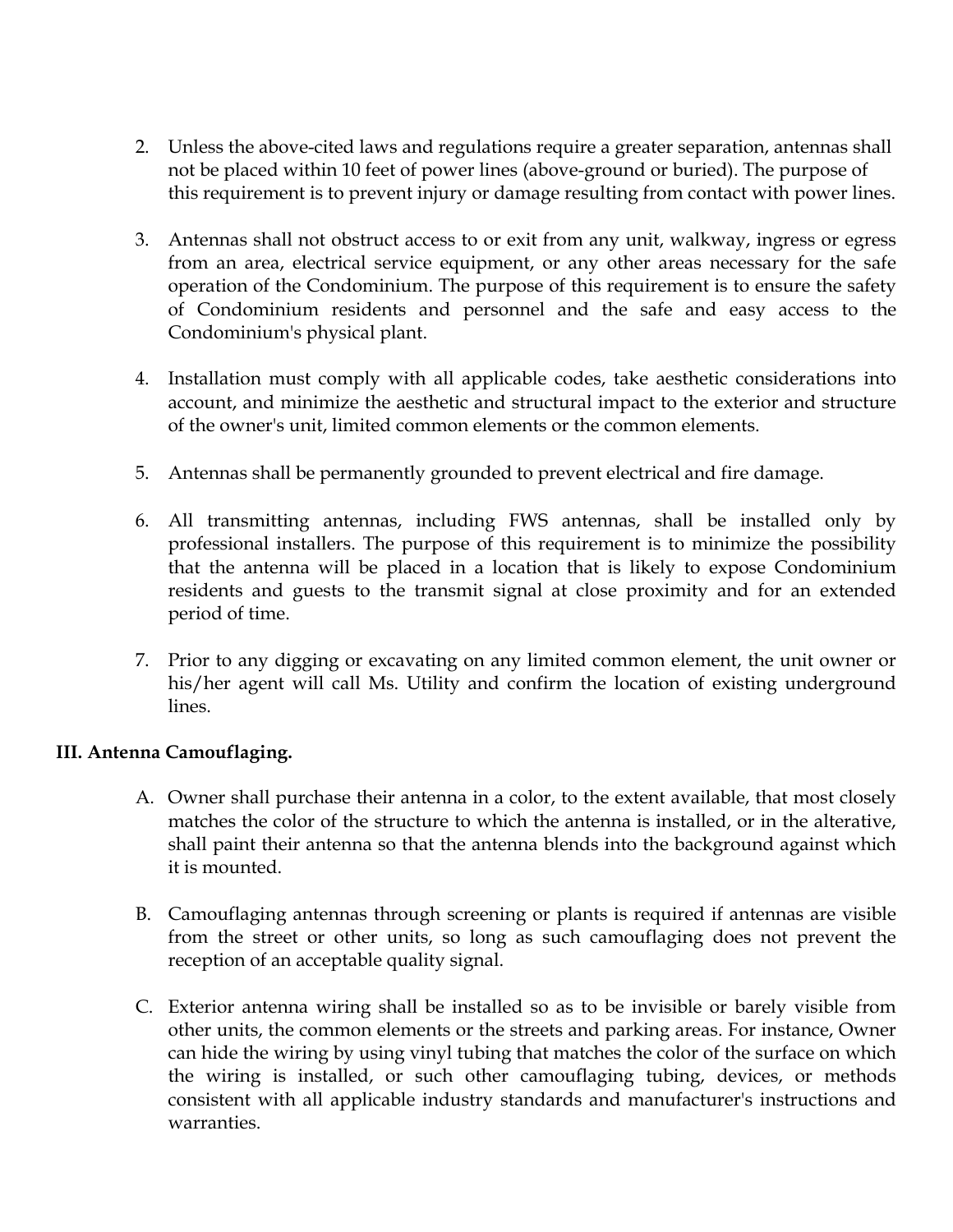2. Unless the above-cited laws and regulations require a greater separation, antennas shall not be placed within 10 feet of power lines (above-ground or buried). The purpose of this requirement is to prevent injury or damage resulting from contact with power lines.

3. Antennas shall not obstruct access to or exit from any unit, walkway, ingress or egress from an area, electrical service equipment, or any other areas necessary for the safe operation of the Condominium. The purpose of this requirement is to ensure the safety of Condominium residents and personnel and the safe and easy access to the Condominium's physical plant.

4. Installation must comply with all applicable codes, take aesthetic considerations into account, and minimize the aesthetic and structural impact to the exterior and structure of the owner's unit, limited common elements or the common elements.

5. Antennas shall be permanently grounded to prevent electrical and fire damage.

6. All transmitting antennas, including FWS antennas, shall be installed only by professional installers. The purpose of this requirement is to minimize the possibility that the antenna will be placed in a location that is likely to expose Condominium residents and guests to the transmit signal at close proximity and for an extended period of time.

7. Prior to any digging or excavating on any limited common element, the unit owner or his/her agent will call Ms. Utility and confirm the location of existing underground lines.

**III. Antenna Camouflaging.**

A. Owner shall purchase their antenna in a color, to the extent available, that most closely matches the color of the structure to which the antenna is installed, or in the alterative, shall paint their antenna so that the antenna blends into the background against which it is mounted.

B. Camouflaging antennas through screening or plants is required if antennas are visible from the street or other units, so long as such camouflaging does not prevent the reception of an acceptable quality signal.

C. Exterior antenna wiring shall be installed so as to be invisible or barely visible from other units, the common elements or the streets and parking areas. For instance, Owner can hide the wiring by using vinyl tubing that matches the color of the surface on which the wiring is installed, or such other camouflaging tubing, devices, or methods consistent with all applicable industry standards and manufacturer's instructions and warranties.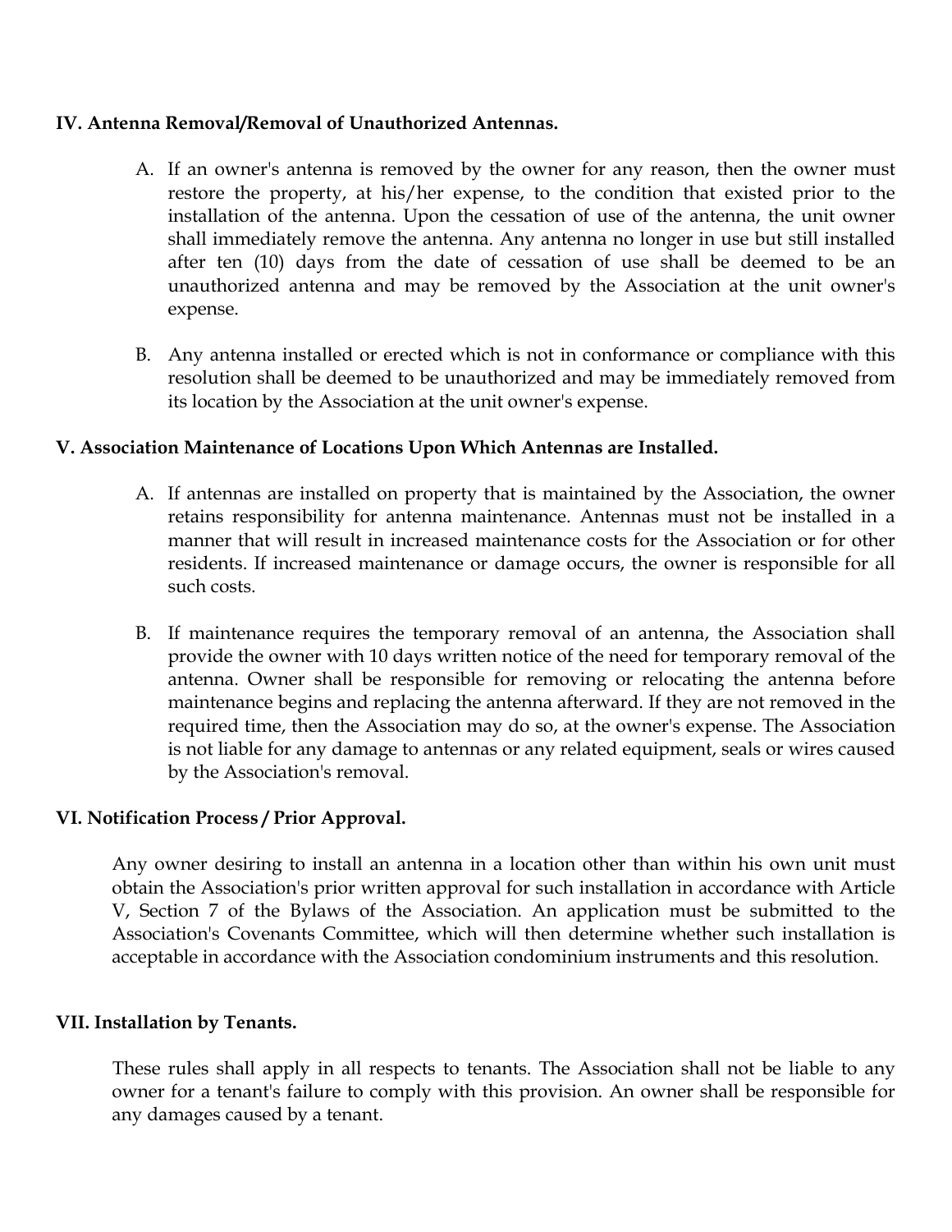**IV. Antenna Removal/Removal of Unauthorized Antennas.**

A. If an owner's antenna is removed by the owner for any reason, then the owner must restore the property, at his/her expense, to the condition that existed prior to the installation of the antenna. Upon the cessation of use of the antenna, the unit owner shall immediately remove the antenna. Any antenna no longer in use but still installed after ten (10) days from the date of cessation of use shall be deemed to be an unauthorized antenna and may be removed by the Association at the unit owner's expense.

B. Any antenna installed or erected which is not in conformance or compliance with this resolution shall be deemed to be unauthorized and may be immediately removed from its location by the Association at the unit owner's expense.

**V. Association Maintenance of Locations Upon Which Antennas are Installed.**

A. If antennas are installed on property that is maintained by the Association, the owner retains responsibility for antenna maintenance. Antennas must not be installed in a manner that will result in increased maintenance costs for the Association or for other residents. If increased maintenance or damage occurs, the owner is responsible for all such costs.

B. If maintenance requires the temporary removal of an antenna, the Association shall provide the owner with 10 days written notice of the need for temporary removal of the antenna. Owner shall be responsible for removing or relocating the antenna before maintenance begins and replacing the antenna afterward. If they are not removed in the required time, then the Association may do so, at the owner's expense. The Association is not liable for any damage to antennas or any related equipment, seals or wires caused by the Association's removal.

**VI. Notification Process / Prior Approval.**

Any owner desiring to install an antenna in a location other than within his own unit must obtain the Association's prior written approval for such installation in accordance with Article V, Section 7 of the Bylaws of the Association. An application must be submitted to the Association's Covenants Committee, which will then determine whether such installation is acceptable in accordance with the Association condominium instruments and this resolution.

**VII. Installation by Tenants.**

These rules shall apply in all respects to tenants. The Association shall not be liable to any owner for a tenant's failure to comply with this provision. An owner shall be responsible for any damages caused by a tenant.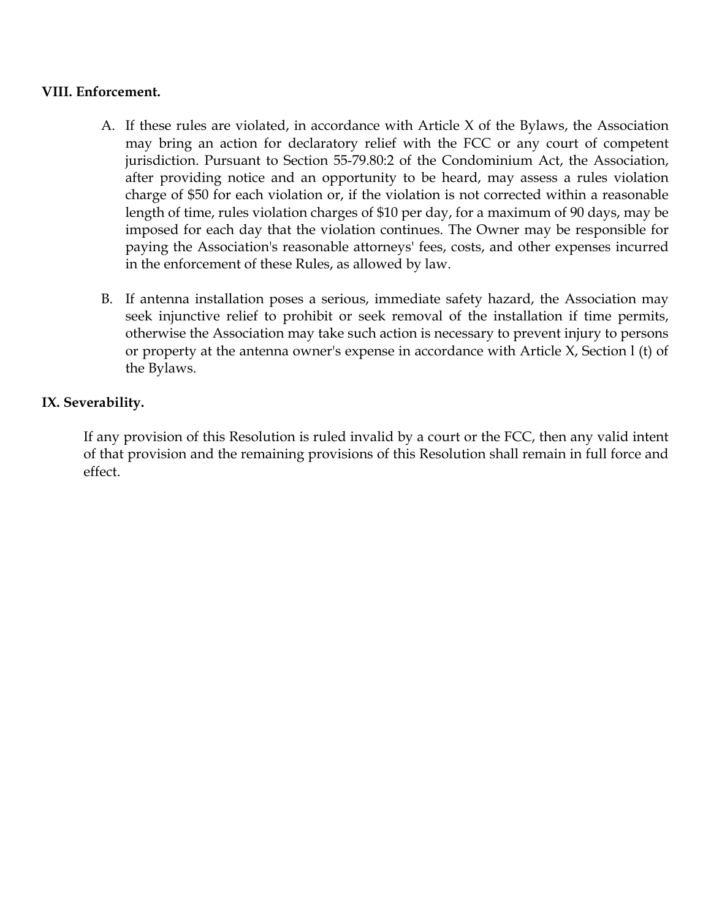**VIII. Enforcement.**

A. If these rules are violated, in accordance with Article X of the Bylaws, the Association may bring an action for declaratory relief with the FCC or any court of competent jurisdiction. Pursuant to Section 55-79.80:2 of the Condominium Act, the Association, after providing notice and an opportunity to be heard, may assess a rules violation charge of $50 for each violation or, if the violation is not corrected within a reasonable length of time, rules violation charges of $10 per day, for a maximum of 90 days, may be imposed for each day that the violation continues. The Owner may be responsible for paying the Association's reasonable attorneys' fees, costs, and other expenses incurred in the enforcement of these Rules, as allowed by law.

B. If antenna installation poses a serious, immediate safety hazard, the Association may seek injunctive relief to prohibit or seek removal of the installation if time permits, otherwise the Association may take such action is necessary to prevent injury to persons or property at the antenna owner's expense in accordance with Article X, Section l (t) of the Bylaws.

**IX. Severability.**

If any provision of this Resolution is ruled invalid by a court or the FCC, then any valid intent of that provision and the remaining provisions of this Resolution shall remain in full force and effect.